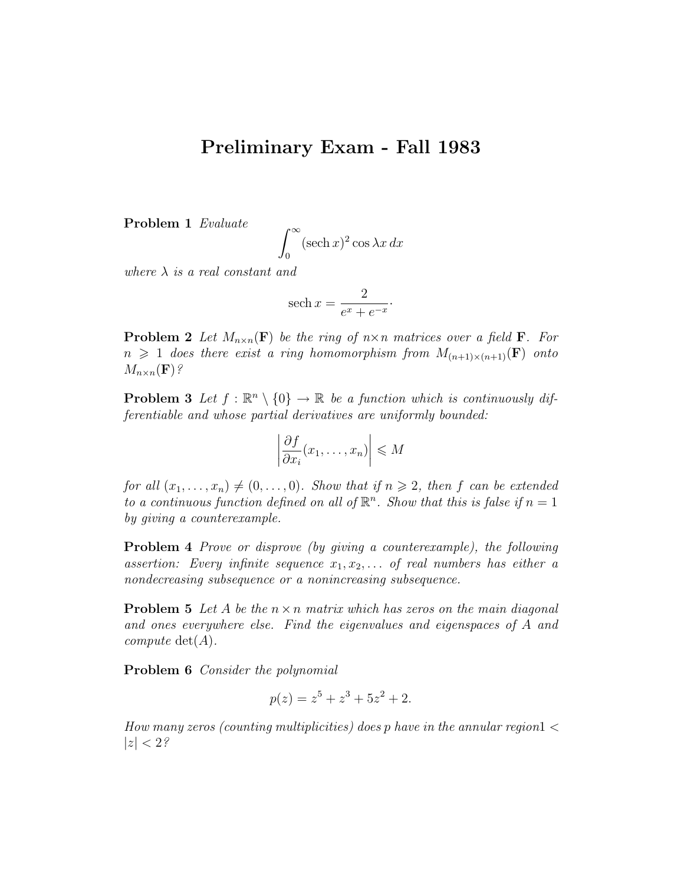# Preliminary Exam - Fall 1983

**Problem 1** *Evaluate*

$$\int_0^\infty (\operatorname{sech} x)^2 \cos \lambda x \, dx$$

*where $\lambda$ is a real constant and*

$$\operatorname{sech} x = \frac{2}{e^x + e^{-x}}\cdot$$

**Problem 2** *Let $M_{n\times n}(\mathbf{F})$ be the ring of $n\times n$ matrices over a field $\mathbf{F}$. For $n \geqslant 1$ does there exist a ring homomorphism from $M_{(n+1)\times(n+1)}(\mathbf{F})$ onto $M_{n\times n}(\mathbf{F})$?*

**Problem 3** *Let $f : \mathbb{R}^n \setminus \{0\} \to \mathbb{R}$ be a function which is continuously differentiable and whose partial derivatives are uniformly bounded:*

$$\left|\frac{\partial f}{\partial x_i}(x_1, \ldots, x_n)\right| \leqslant M$$

*for all $(x_1, \ldots, x_n) \neq (0, \ldots, 0)$. Show that if $n \geqslant 2$, then $f$ can be extended to a continuous function defined on all of $\mathbb{R}^n$. Show that this is false if $n = 1$ by giving a counterexample.*

**Problem 4** *Prove or disprove (by giving a counterexample), the following assertion: Every infinite sequence $x_1, x_2, \ldots$ of real numbers has either a nondecreasing subsequence or a nonincreasing subsequence.*

**Problem 5** *Let $A$ be the $n \times n$ matrix which has zeros on the main diagonal and ones everywhere else. Find the eigenvalues and eigenspaces of $A$ and compute $\det(A)$.*

**Problem 6** *Consider the polynomial*

$$p(z) = z^5 + z^3 + 5z^2 + 2.$$

*How many zeros (counting multiplicities) does $p$ have in the annular region $1 < |z| < 2$?*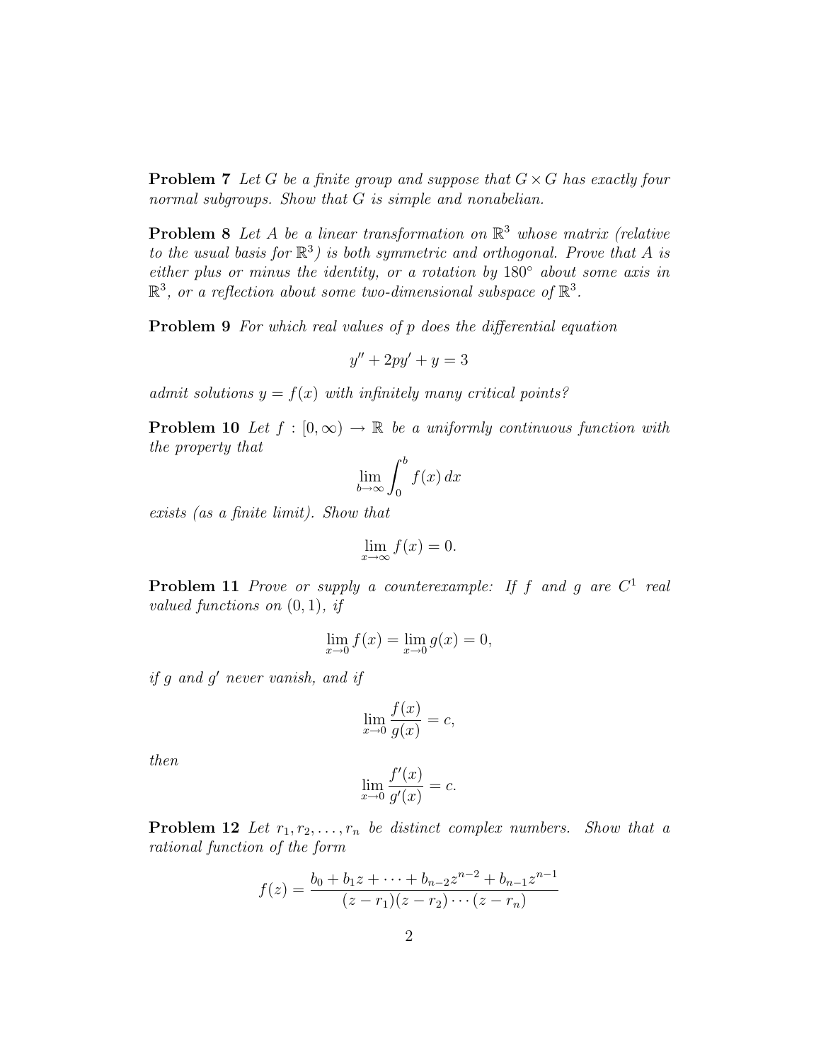**Problem 7** *Let $G$ be a finite group and suppose that $G \times G$ has exactly four normal subgroups. Show that $G$ is simple and nonabelian.*

**Problem 8** *Let $A$ be a linear transformation on $\mathbb{R}^3$ whose matrix (relative to the usual basis for $\mathbb{R}^3$) is both symmetric and orthogonal. Prove that $A$ is either plus or minus the identity, or a rotation by $180^\circ$ about some axis in $\mathbb{R}^3$, or a reflection about some two-dimensional subspace of $\mathbb{R}^3$.*

**Problem 9** *For which real values of $p$ does the differential equation*

$$y'' + 2py' + y = 3$$

*admit solutions $y = f(x)$ with infinitely many critical points?*

**Problem 10** *Let $f : [0, \infty) \to \mathbb{R}$ be a uniformly continuous function with the property that*

$$\lim_{b \to \infty} \int_0^b f(x)\, dx$$

*exists (as a finite limit). Show that*

$$\lim_{x \to \infty} f(x) = 0.$$

**Problem 11** *Prove or supply a counterexample: If $f$ and $g$ are $C^1$ real valued functions on $(0, 1)$, if*

$$\lim_{x \to 0} f(x) = \lim_{x \to 0} g(x) = 0,$$

*if $g$ and $g'$ never vanish, and if*

$$\lim_{x \to 0} \frac{f(x)}{g(x)} = c,$$

*then*

$$\lim_{x \to 0} \frac{f'(x)}{g'(x)} = c.$$

**Problem 12** *Let $r_1, r_2, \ldots, r_n$ be distinct complex numbers. Show that a rational function of the form*

$$f(z) = \frac{b_0 + b_1 z + \cdots + b_{n-2} z^{n-2} + b_{n-1} z^{n-1}}{(z - r_1)(z - r_2) \cdots (z - r_n)}$$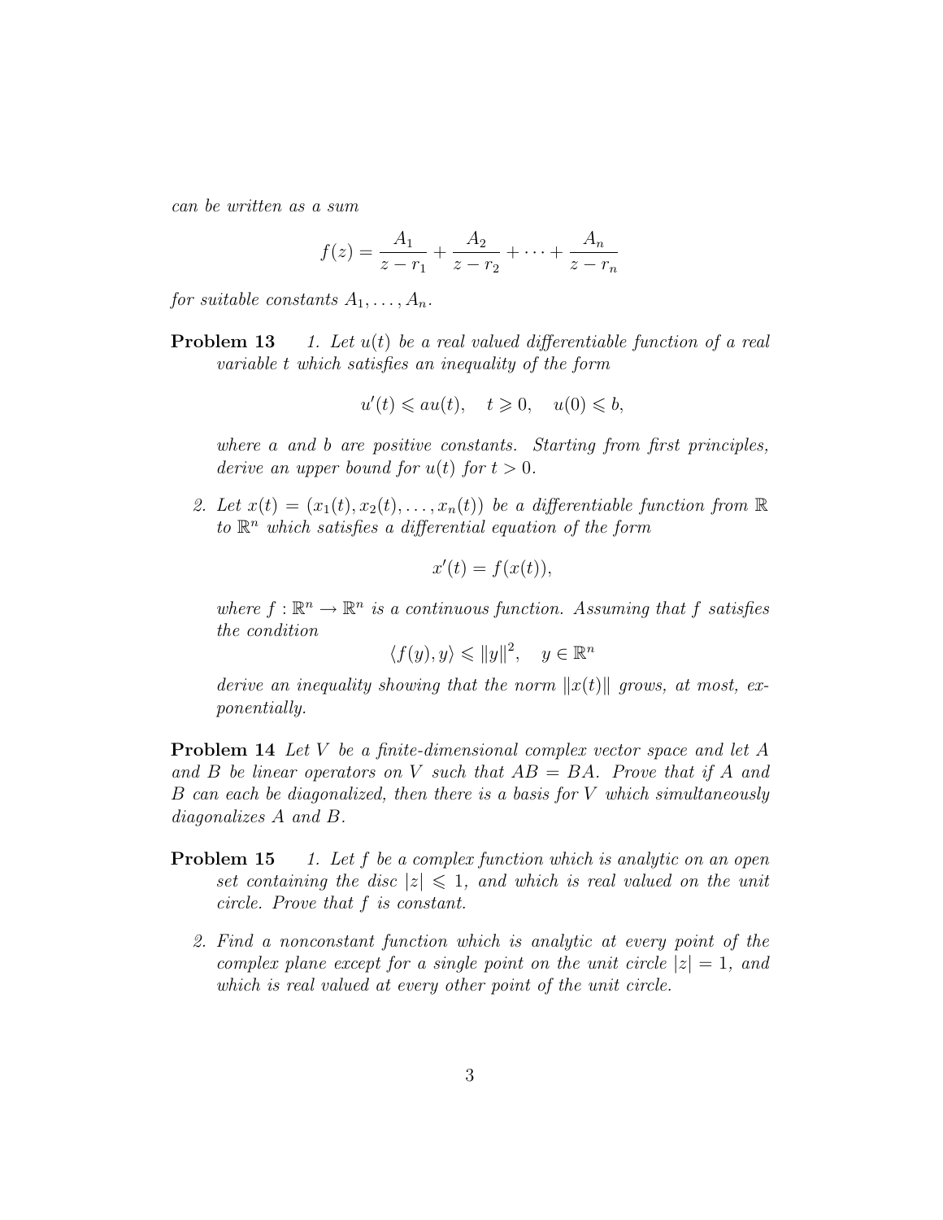*can be written as a sum*

$$f(z) = \frac{A_1}{z - r_1} + \frac{A_2}{z - r_2} + \cdots + \frac{A_n}{z - r_n}$$

*for suitable constants $A_1, \ldots, A_n$.*

**Problem 13** *1. Let $u(t)$ be a real valued differentiable function of a real variable $t$ which satisfies an inequality of the form*

$$u'(t) \leqslant au(t), \quad t \geqslant 0, \quad u(0) \leqslant b,$$

*where $a$ and $b$ are positive constants. Starting from first principles, derive an upper bound for $u(t)$ for $t > 0$.*

*2. Let $x(t) = (x_1(t), x_2(t), \ldots, x_n(t))$ be a differentiable function from $\mathbb{R}$ to $\mathbb{R}^n$ which satisfies a differential equation of the form*

$$x'(t) = f(x(t)),$$

*where $f : \mathbb{R}^n \to \mathbb{R}^n$ is a continuous function. Assuming that $f$ satisfies the condition*

$$\langle f(y), y \rangle \leqslant \|y\|^2, \quad y \in \mathbb{R}^n$$

*derive an inequality showing that the norm $\|x(t)\|$ grows, at most, exponentially.*

**Problem 14** *Let $V$ be a finite-dimensional complex vector space and let $A$ and $B$ be linear operators on $V$ such that $AB = BA$. Prove that if $A$ and $B$ can each be diagonalized, then there is a basis for $V$ which simultaneously diagonalizes $A$ and $B$.*

**Problem 15** *1. Let $f$ be a complex function which is analytic on an open set containing the disc $|z| \leqslant 1$, and which is real valued on the unit circle. Prove that $f$ is constant.*

*2. Find a nonconstant function which is analytic at every point of the complex plane except for a single point on the unit circle $|z| = 1$, and which is real valued at every other point of the unit circle.*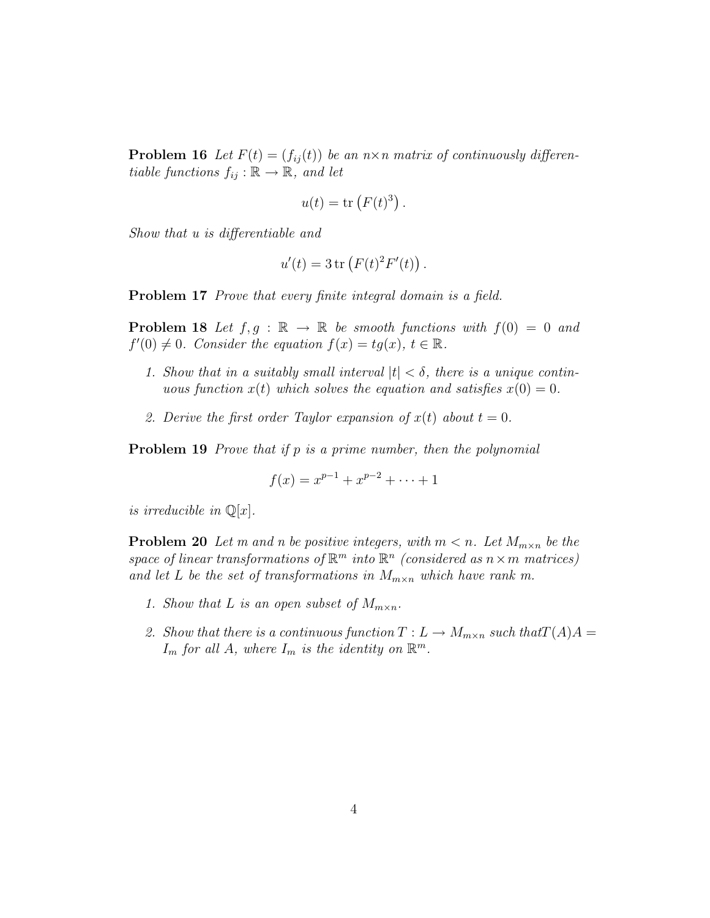**Problem 16** *Let $F(t) = (f_{ij}(t))$ be an $n \times n$ matrix of continuously differentiable functions $f_{ij} : \mathbb{R} \to \mathbb{R}$, and let*

$$u(t) = \operatorname{tr}\left(F(t)^3\right).$$

*Show that $u$ is differentiable and*

$$u'(t) = 3\operatorname{tr}\left(F(t)^2 F'(t)\right).$$

**Problem 17** *Prove that every finite integral domain is a field.*

**Problem 18** *Let $f, g : \mathbb{R} \to \mathbb{R}$ be smooth functions with $f(0) = 0$ and $f'(0) \neq 0$. Consider the equation $f(x) = tg(x)$, $t \in \mathbb{R}$.*

1. *Show that in a suitably small interval $|t| < \delta$, there is a unique continuous function $x(t)$ which solves the equation and satisfies $x(0) = 0$.*
2. *Derive the first order Taylor expansion of $x(t)$ about $t = 0$.*

**Problem 19** *Prove that if $p$ is a prime number, then the polynomial*

$$f(x) = x^{p-1} + x^{p-2} + \cdots + 1$$

*is irreducible in $\mathbb{Q}[x]$.*

**Problem 20** *Let $m$ and $n$ be positive integers, with $m < n$. Let $M_{m\times n}$ be the space of linear transformations of $\mathbb{R}^m$ into $\mathbb{R}^n$ (considered as $n \times m$ matrices) and let $L$ be the set of transformations in $M_{m\times n}$ which have rank $m$.*

1. *Show that $L$ is an open subset of $M_{m\times n}$.*
2. *Show that there is a continuous function $T : L \to M_{m\times n}$ such that $T(A)A = I_m$ for all $A$, where $I_m$ is the identity on $\mathbb{R}^m$.*